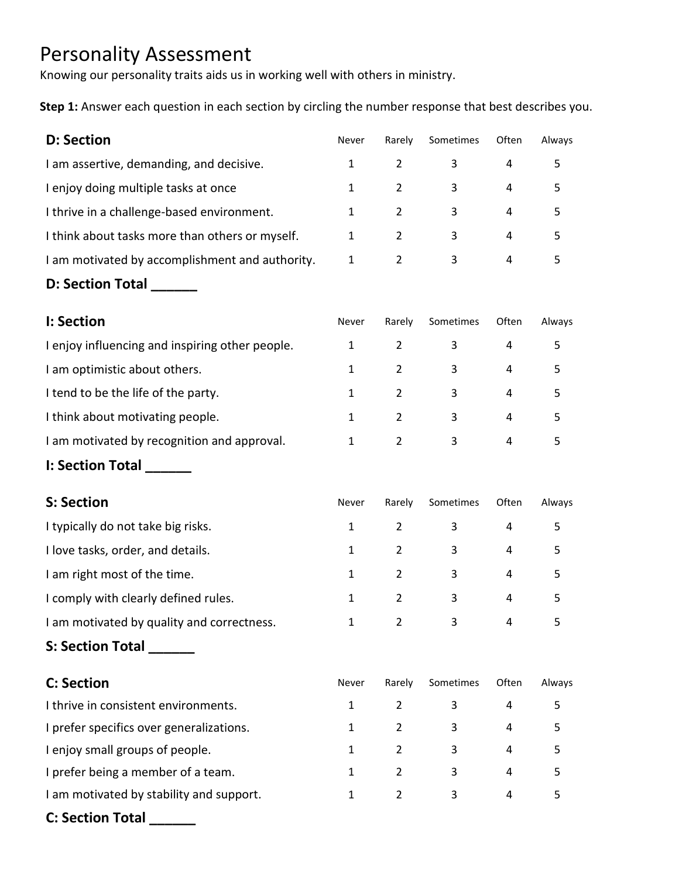# Personality Assessment

Knowing our personality traits aids us in working well with others in ministry.

**Step 1:** Answer each question in each section by circling the number response that best describes you.

| **D: Section** | Never | Rarely | Sometimes | Often | Always |
|---|---|---|---|---|---|
| I am assertive, demanding, and decisive. | 1 | 2 | 3 | 4 | 5 |
| I enjoy doing multiple tasks at once | 1 | 2 | 3 | 4 | 5 |
| I thrive in a challenge-based environment. | 1 | 2 | 3 | 4 | 5 |
| I think about tasks more than others or myself. | 1 | 2 | 3 | 4 | 5 |
| I am motivated by accomplishment and authority. | 1 | 2 | 3 | 4 | 5 |

**D: Section Total ______**

| **I: Section** | Never | Rarely | Sometimes | Often | Always |
|---|---|---|---|---|---|
| I enjoy influencing and inspiring other people. | 1 | 2 | 3 | 4 | 5 |
| I am optimistic about others. | 1 | 2 | 3 | 4 | 5 |
| I tend to be the life of the party. | 1 | 2 | 3 | 4 | 5 |
| I think about motivating people. | 1 | 2 | 3 | 4 | 5 |
| I am motivated by recognition and approval. | 1 | 2 | 3 | 4 | 5 |

**I: Section Total ______**

| **S: Section** | Never | Rarely | Sometimes | Often | Always |
|---|---|---|---|---|---|
| I typically do not take big risks. | 1 | 2 | 3 | 4 | 5 |
| I love tasks, order, and details. | 1 | 2 | 3 | 4 | 5 |
| I am right most of the time. | 1 | 2 | 3 | 4 | 5 |
| I comply with clearly defined rules. | 1 | 2 | 3 | 4 | 5 |
| I am motivated by quality and correctness. | 1 | 2 | 3 | 4 | 5 |

**S: Section Total ______**

| **C: Section** | Never | Rarely | Sometimes | Often | Always |
|---|---|---|---|---|---|
| I thrive in consistent environments. | 1 | 2 | 3 | 4 | 5 |
| I prefer specifics over generalizations. | 1 | 2 | 3 | 4 | 5 |
| I enjoy small groups of people. | 1 | 2 | 3 | 4 | 5 |
| I prefer being a member of a team. | 1 | 2 | 3 | 4 | 5 |
| I am motivated by stability and support. | 1 | 2 | 3 | 4 | 5 |

**C: Section Total ______**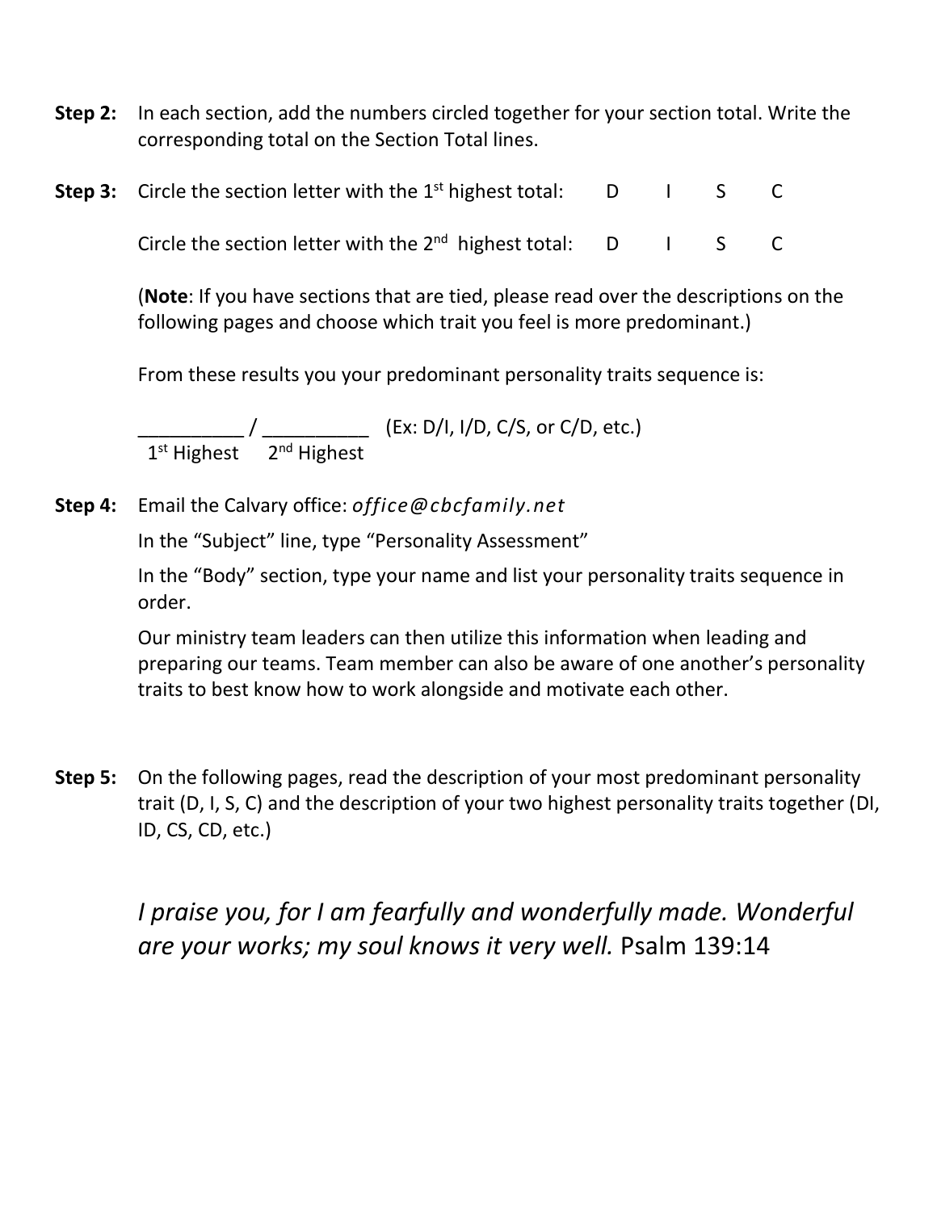**Step 2:** In each section, add the numbers circled together for your section total. Write the corresponding total on the Section Total lines.

**Step 3:** Circle the section letter with the 1st highest total: D I S C

Circle the section letter with the 2nd highest total: D I S C

(**Note**: If you have sections that are tied, please read over the descriptions on the following pages and choose which trait you feel is more predominant.)

From these results you your predominant personality traits sequence is:

__________ / __________ (Ex: D/I, I/D, C/S, or C/D, etc.)
1st Highest 2nd Highest

**Step 4:** Email the Calvary office: *office@cbcfamily.net*

In the "Subject" line, type "Personality Assessment"

In the "Body" section, type your name and list your personality traits sequence in order.

Our ministry team leaders can then utilize this information when leading and preparing our teams. Team member can also be aware of one another's personality traits to best know how to work alongside and motivate each other.

**Step 5:** On the following pages, read the description of your most predominant personality trait (D, I, S, C) and the description of your two highest personality traits together (DI, ID, CS, CD, etc.)

*I praise you, for I am fearfully and wonderfully made. Wonderful are your works; my soul knows it very well.* Psalm 139:14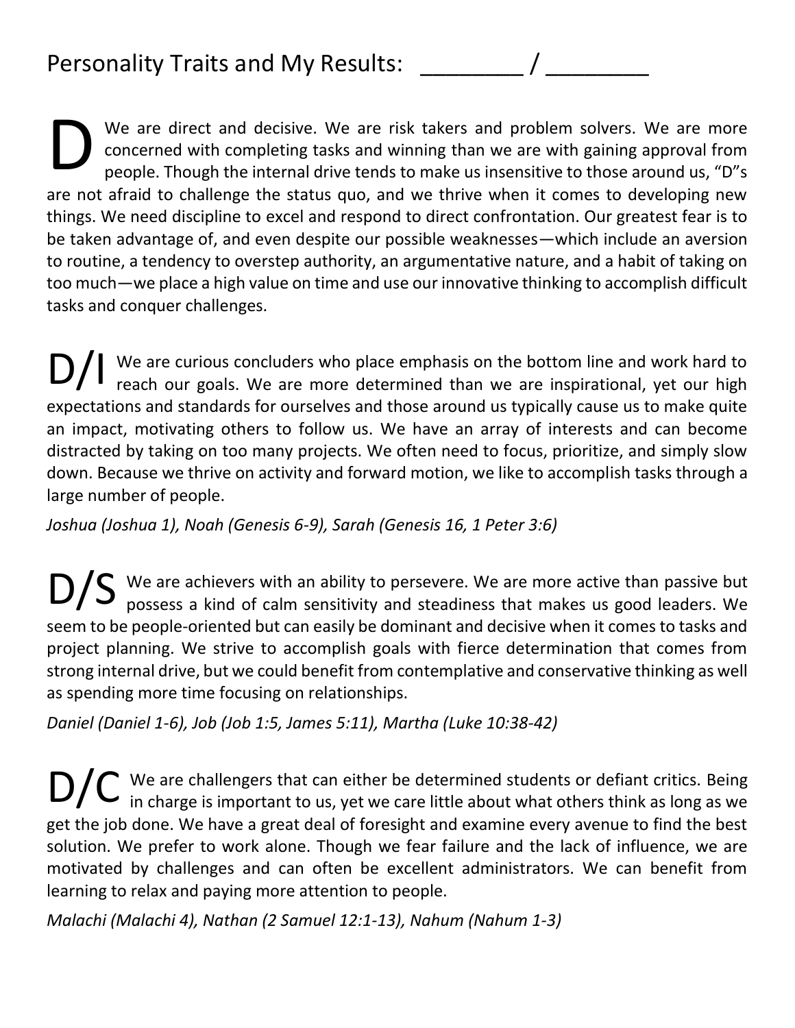# Personality Traits and My Results: ________ / ________

**D** We are direct and decisive. We are risk takers and problem solvers. We are more concerned with completing tasks and winning than we are with gaining approval from people. Though the internal drive tends to make us insensitive to those around us, "D"s are not afraid to challenge the status quo, and we thrive when it comes to developing new things. We need discipline to excel and respond to direct confrontation. Our greatest fear is to be taken advantage of, and even despite our possible weaknesses—which include an aversion to routine, a tendency to overstep authority, an argumentative nature, and a habit of taking on too much—we place a high value on time and use our innovative thinking to accomplish difficult tasks and conquer challenges.

**D/I** We are curious concluders who place emphasis on the bottom line and work hard to reach our goals. We are more determined than we are inspirational, yet our high expectations and standards for ourselves and those around us typically cause us to make quite an impact, motivating others to follow us. We have an array of interests and can become distracted by taking on too many projects. We often need to focus, prioritize, and simply slow down. Because we thrive on activity and forward motion, we like to accomplish tasks through a large number of people.

*Joshua (Joshua 1), Noah (Genesis 6-9), Sarah (Genesis 16, 1 Peter 3:6)*

**D/S** We are achievers with an ability to persevere. We are more active than passive but possess a kind of calm sensitivity and steadiness that makes us good leaders. We seem to be people-oriented but can easily be dominant and decisive when it comes to tasks and project planning. We strive to accomplish goals with fierce determination that comes from strong internal drive, but we could benefit from contemplative and conservative thinking as well as spending more time focusing on relationships.

*Daniel (Daniel 1-6), Job (Job 1:5, James 5:11), Martha (Luke 10:38-42)*

**D/C** We are challengers that can either be determined students or defiant critics. Being in charge is important to us, yet we care little about what others think as long as we get the job done. We have a great deal of foresight and examine every avenue to find the best solution. We prefer to work alone. Though we fear failure and the lack of influence, we are motivated by challenges and can often be excellent administrators. We can benefit from learning to relax and paying more attention to people.

*Malachi (Malachi 4), Nathan (2 Samuel 12:1-13), Nahum (Nahum 1-3)*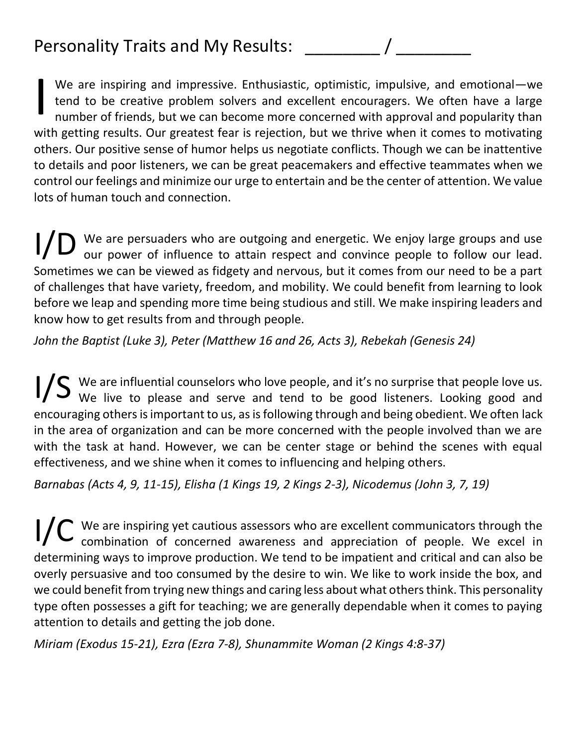# Personality Traits and My Results: ________ / ________

**I** We are inspiring and impressive. Enthusiastic, optimistic, impulsive, and emotional—we tend to be creative problem solvers and excellent encouragers. We often have a large number of friends, but we can become more concerned with approval and popularity than with getting results. Our greatest fear is rejection, but we thrive when it comes to motivating others. Our positive sense of humor helps us negotiate conflicts. Though we can be inattentive to details and poor listeners, we can be great peacemakers and effective teammates when we control our feelings and minimize our urge to entertain and be the center of attention. We value lots of human touch and connection.

**I/D** We are persuaders who are outgoing and energetic. We enjoy large groups and use our power of influence to attain respect and convince people to follow our lead. Sometimes we can be viewed as fidgety and nervous, but it comes from our need to be a part of challenges that have variety, freedom, and mobility. We could benefit from learning to look before we leap and spending more time being studious and still. We make inspiring leaders and know how to get results from and through people.

*John the Baptist (Luke 3), Peter (Matthew 16 and 26, Acts 3), Rebekah (Genesis 24)*

**I/S** We are influential counselors who love people, and it's no surprise that people love us. We live to please and serve and tend to be good listeners. Looking good and encouraging others is important to us, as is following through and being obedient. We often lack in the area of organization and can be more concerned with the people involved than we are with the task at hand. However, we can be center stage or behind the scenes with equal effectiveness, and we shine when it comes to influencing and helping others.

*Barnabas (Acts 4, 9, 11-15), Elisha (1 Kings 19, 2 Kings 2-3), Nicodemus (John 3, 7, 19)*

**I/C** We are inspiring yet cautious assessors who are excellent communicators through the combination of concerned awareness and appreciation of people. We excel in determining ways to improve production. We tend to be impatient and critical and can also be overly persuasive and too consumed by the desire to win. We like to work inside the box, and we could benefit from trying new things and caring less about what others think. This personality type often possesses a gift for teaching; we are generally dependable when it comes to paying attention to details and getting the job done.

*Miriam (Exodus 15-21), Ezra (Ezra 7-8), Shunammite Woman (2 Kings 4:8-37)*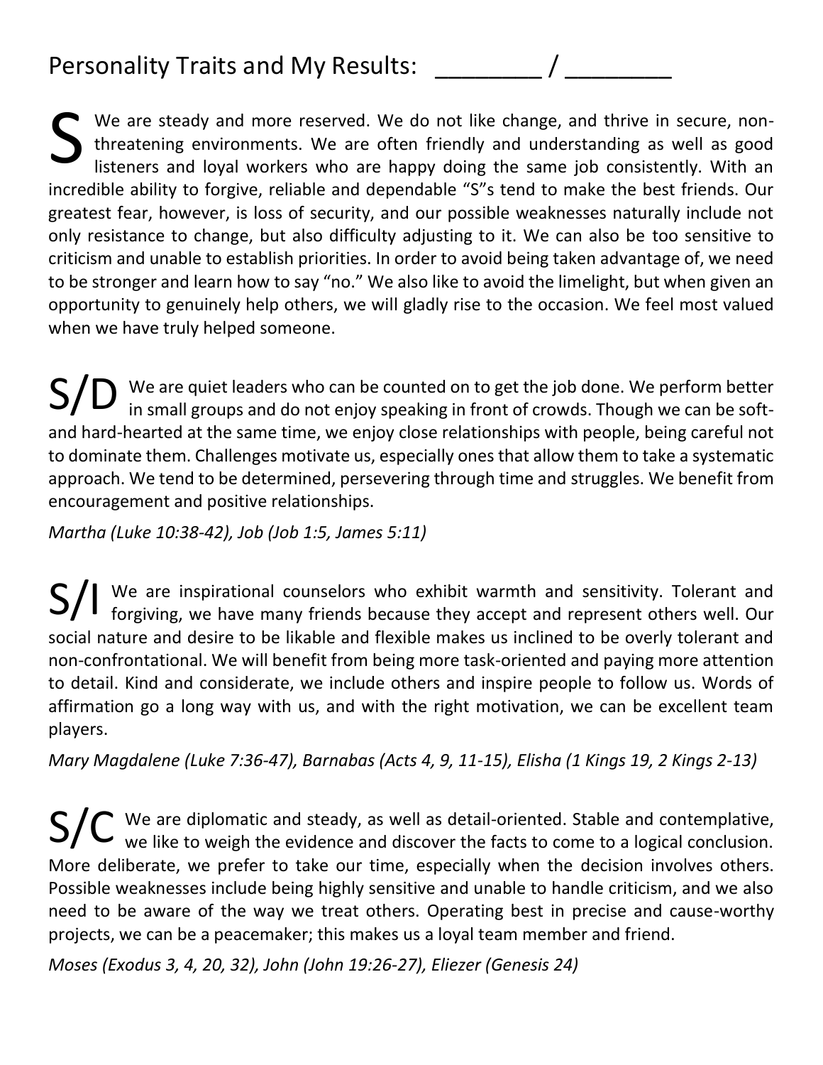# Personality Traits and My Results: ________ / ________

**S** We are steady and more reserved. We do not like change, and thrive in secure, non-threatening environments. We are often friendly and understanding as well as good listeners and loyal workers who are happy doing the same job consistently. With an incredible ability to forgive, reliable and dependable "S"s tend to make the best friends. Our greatest fear, however, is loss of security, and our possible weaknesses naturally include not only resistance to change, but also difficulty adjusting to it. We can also be too sensitive to criticism and unable to establish priorities. In order to avoid being taken advantage of, we need to be stronger and learn how to say "no." We also like to avoid the limelight, but when given an opportunity to genuinely help others, we will gladly rise to the occasion. We feel most valued when we have truly helped someone.

**S/D** We are quiet leaders who can be counted on to get the job done. We perform better in small groups and do not enjoy speaking in front of crowds. Though we can be soft- and hard-hearted at the same time, we enjoy close relationships with people, being careful not to dominate them. Challenges motivate us, especially ones that allow them to take a systematic approach. We tend to be determined, persevering through time and struggles. We benefit from encouragement and positive relationships.

*Martha (Luke 10:38-42), Job (Job 1:5, James 5:11)*

**S/I** We are inspirational counselors who exhibit warmth and sensitivity. Tolerant and forgiving, we have many friends because they accept and represent others well. Our social nature and desire to be likable and flexible makes us inclined to be overly tolerant and non-confrontational. We will benefit from being more task-oriented and paying more attention to detail. Kind and considerate, we include others and inspire people to follow us. Words of affirmation go a long way with us, and with the right motivation, we can be excellent team players.

*Mary Magdalene (Luke 7:36-47), Barnabas (Acts 4, 9, 11-15), Elisha (1 Kings 19, 2 Kings 2-13)*

**S/C** We are diplomatic and steady, as well as detail-oriented. Stable and contemplative, we like to weigh the evidence and discover the facts to come to a logical conclusion. More deliberate, we prefer to take our time, especially when the decision involves others. Possible weaknesses include being highly sensitive and unable to handle criticism, and we also need to be aware of the way we treat others. Operating best in precise and cause-worthy projects, we can be a peacemaker; this makes us a loyal team member and friend.

*Moses (Exodus 3, 4, 20, 32), John (John 19:26-27), Eliezer (Genesis 24)*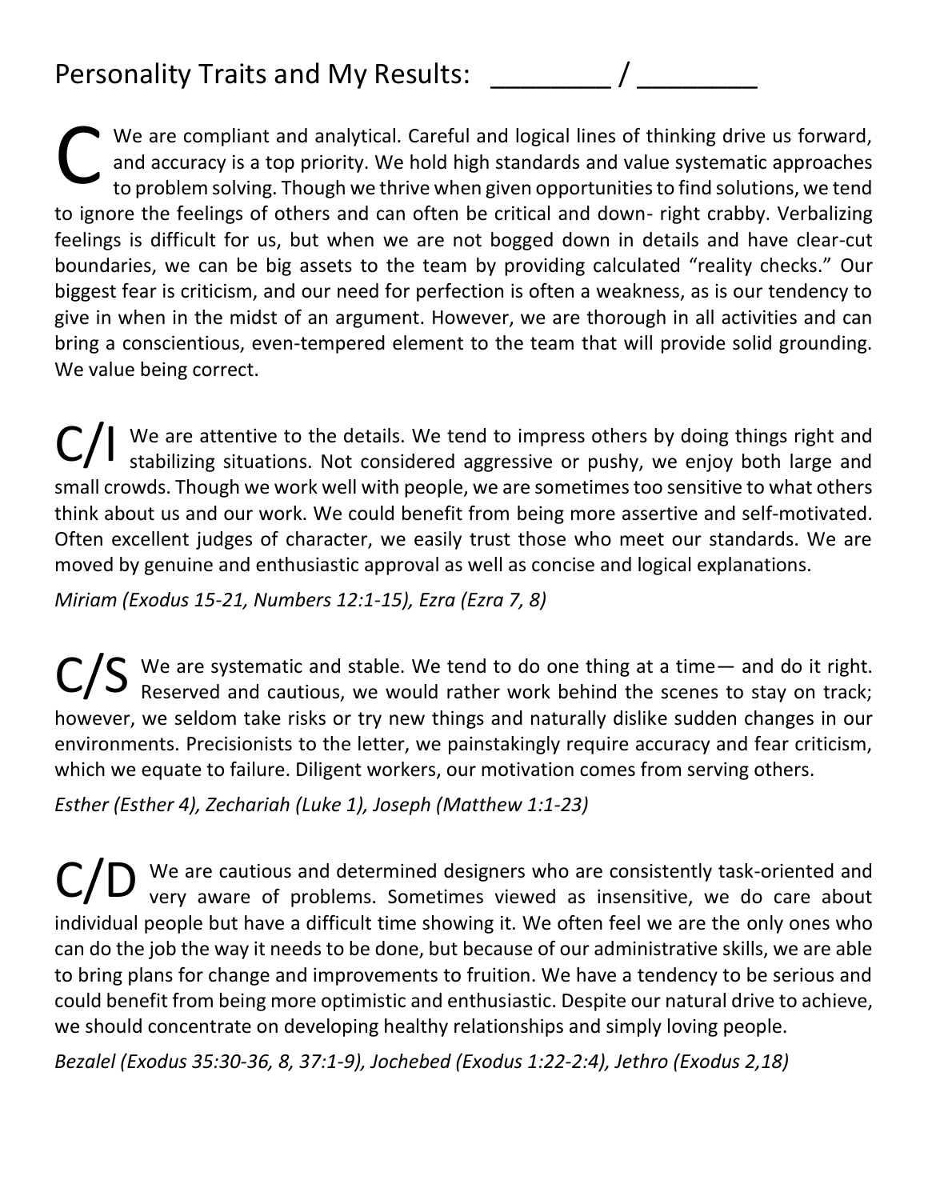# Personality Traits and My Results: ________ / ________

**C** We are compliant and analytical. Careful and logical lines of thinking drive us forward, and accuracy is a top priority. We hold high standards and value systematic approaches to problem solving. Though we thrive when given opportunities to find solutions, we tend to ignore the feelings of others and can often be critical and down- right crabby. Verbalizing feelings is difficult for us, but when we are not bogged down in details and have clear-cut boundaries, we can be big assets to the team by providing calculated "reality checks." Our biggest fear is criticism, and our need for perfection is often a weakness, as is our tendency to give in when in the midst of an argument. However, we are thorough in all activities and can bring a conscientious, even-tempered element to the team that will provide solid grounding. We value being correct.

**C/I** We are attentive to the details. We tend to impress others by doing things right and stabilizing situations. Not considered aggressive or pushy, we enjoy both large and small crowds. Though we work well with people, we are sometimes too sensitive to what others think about us and our work. We could benefit from being more assertive and self-motivated. Often excellent judges of character, we easily trust those who meet our standards. We are moved by genuine and enthusiastic approval as well as concise and logical explanations.

*Miriam (Exodus 15-21, Numbers 12:1-15), Ezra (Ezra 7, 8)*

**C/S** We are systematic and stable. We tend to do one thing at a time— and do it right. Reserved and cautious, we would rather work behind the scenes to stay on track; however, we seldom take risks or try new things and naturally dislike sudden changes in our environments. Precisionists to the letter, we painstakingly require accuracy and fear criticism, which we equate to failure. Diligent workers, our motivation comes from serving others.

*Esther (Esther 4), Zechariah (Luke 1), Joseph (Matthew 1:1-23)*

**C/D** We are cautious and determined designers who are consistently task-oriented and very aware of problems. Sometimes viewed as insensitive, we do care about individual people but have a difficult time showing it. We often feel we are the only ones who can do the job the way it needs to be done, but because of our administrative skills, we are able to bring plans for change and improvements to fruition. We have a tendency to be serious and could benefit from being more optimistic and enthusiastic. Despite our natural drive to achieve, we should concentrate on developing healthy relationships and simply loving people.

*Bezalel (Exodus 35:30-36, 8, 37:1-9), Jochebed (Exodus 1:22-2:4), Jethro (Exodus 2,18)*